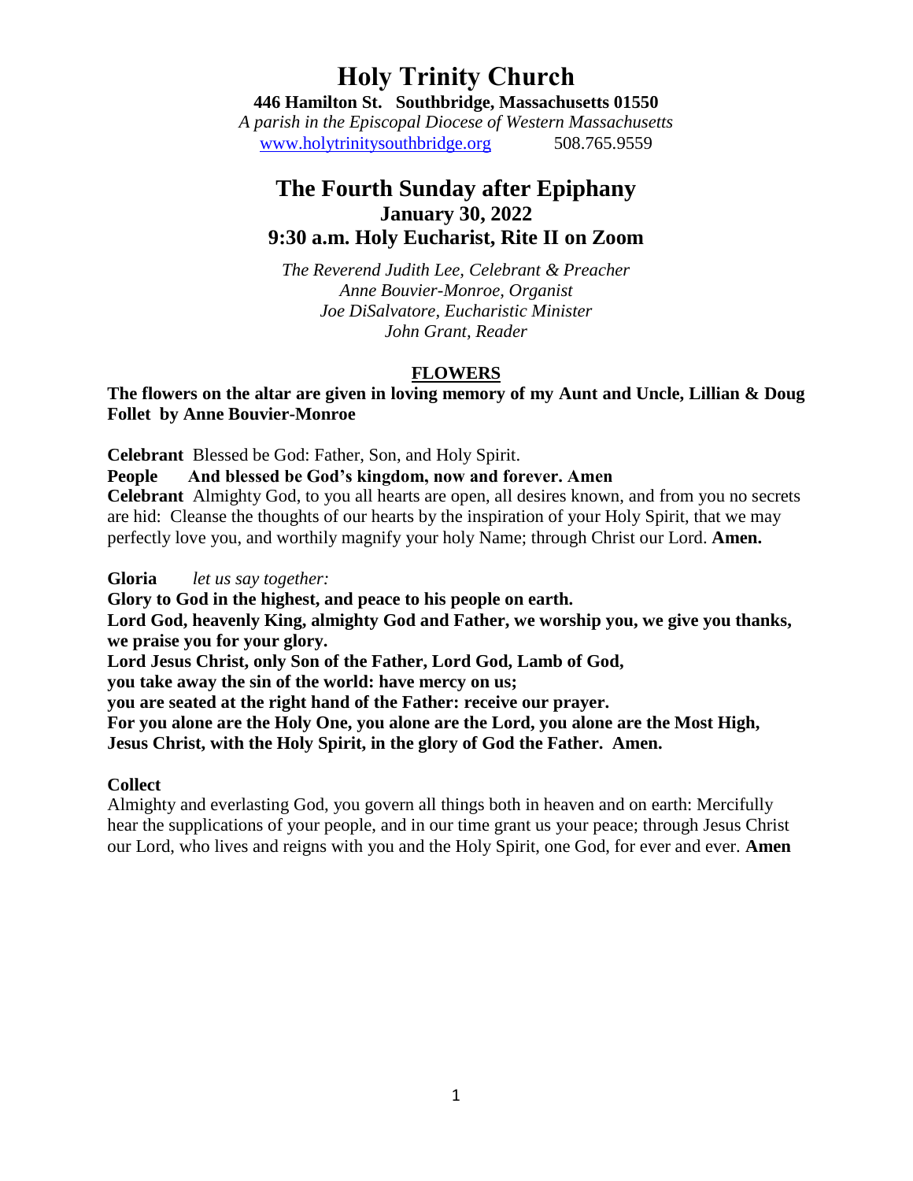# Holy Trinity Church

**446 Hamilton St. Southbridge, Massachusetts 01550**

*A parish in the Episcopal Diocese of Western Massachusetts*

www.holytrinitysouthbridge.org 508.765.9559

## The Fourth Sunday after Epiphany
### January 30, 2022
### 9:30 a.m. Holy Eucharist, Rite II on Zoom

*The Reverend Judith Lee, Celebrant & Preacher*
*Anne Bouvier-Monroe, Organist*
*Joe DiSalvatore, Eucharistic Minister*
*John Grant, Reader*

**FLOWERS**

**The flowers on the altar are given in loving memory of my Aunt and Uncle, Lillian & Doug Follet by Anne Bouvier-Monroe**

**Celebrant** Blessed be God: Father, Son, and Holy Spirit.

**People And blessed be God's kingdom, now and forever. Amen**

**Celebrant** Almighty God, to you all hearts are open, all desires known, and from you no secrets are hid: Cleanse the thoughts of our hearts by the inspiration of your Holy Spirit, that we may perfectly love you, and worthily magnify your holy Name; through Christ our Lord. **Amen.**

**Gloria** *let us say together:*

**Glory to God in the highest, and peace to his people on earth.**
**Lord God, heavenly King, almighty God and Father, we worship you, we give you thanks, we praise you for your glory.**
**Lord Jesus Christ, only Son of the Father, Lord God, Lamb of God,**
**you take away the sin of the world: have mercy on us;**
**you are seated at the right hand of the Father: receive our prayer.**
**For you alone are the Holy One, you alone are the Lord, you alone are the Most High,**
**Jesus Christ, with the Holy Spirit, in the glory of God the Father. Amen.**

**Collect**

Almighty and everlasting God, you govern all things both in heaven and on earth: Mercifully hear the supplications of your people, and in our time grant us your peace; through Jesus Christ our Lord, who lives and reigns with you and the Holy Spirit, one God, for ever and ever. **Amen**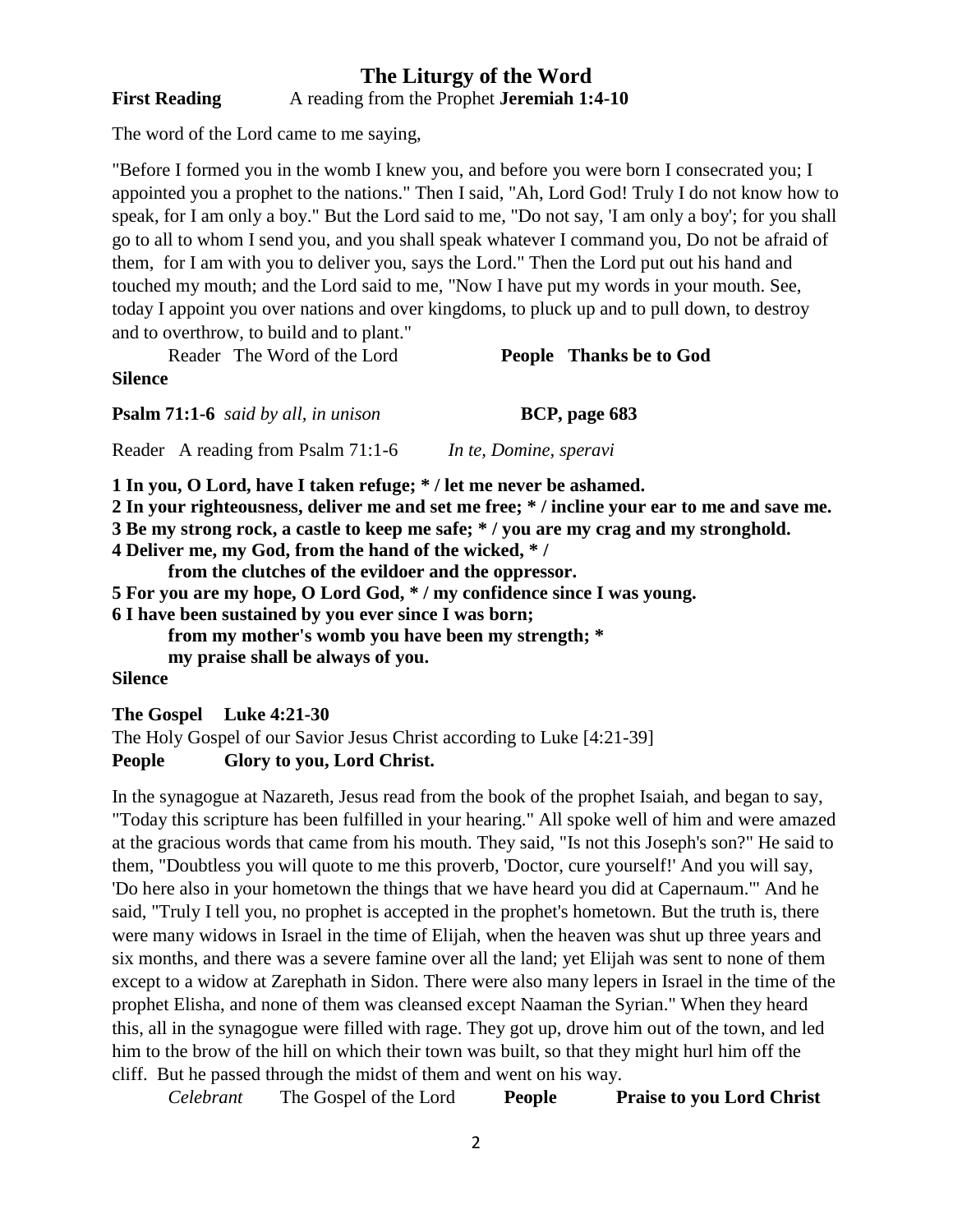# The Liturgy of the Word

**First Reading** A reading from the Prophet **Jeremiah 1:4-10**

The word of the Lord came to me saying,

"Before I formed you in the womb I knew you, and before you were born I consecrated you; I appointed you a prophet to the nations." Then I said, "Ah, Lord God! Truly I do not know how to speak, for I am only a boy." But the Lord said to me, "Do not say, 'I am only a boy'; for you shall go to all to whom I send you, and you shall speak whatever I command you, Do not be afraid of them, for I am with you to deliver you, says the Lord." Then the Lord put out his hand and touched my mouth; and the Lord said to me, "Now I have put my words in your mouth. See, today I appoint you over nations and over kingdoms, to pluck up and to pull down, to destroy and to overthrow, to build and to plant."

Reader The Word of the Lord **People Thanks be to God**

**Silence**

**Psalm 71:1-6** *said by all, in unison* **BCP, page 683**

Reader A reading from Psalm 71:1-6 *In te, Domine, speravi*

**1 In you, O Lord, have I taken refuge; * / let me never be ashamed.**
**2 In your righteousness, deliver me and set me free; * / incline your ear to me and save me.**
**3 Be my strong rock, a castle to keep me safe; * / you are my crag and my stronghold.**
**4 Deliver me, my God, from the hand of the wicked, * /**
**from the clutches of the evildoer and the oppressor.**
**5 For you are my hope, O Lord God, * / my confidence since I was young.**
**6 I have been sustained by you ever since I was born;**
**from my mother's womb you have been my strength; ***
**my praise shall be always of you.**

**Silence**

**The Gospel Luke 4:21-30**

The Holy Gospel of our Savior Jesus Christ according to Luke [4:21-39]

**People Glory to you, Lord Christ.**

In the synagogue at Nazareth, Jesus read from the book of the prophet Isaiah, and began to say, "Today this scripture has been fulfilled in your hearing." All spoke well of him and were amazed at the gracious words that came from his mouth. They said, "Is not this Joseph's son?" He said to them, "Doubtless you will quote to me this proverb, 'Doctor, cure yourself!' And you will say, 'Do here also in your hometown the things that we have heard you did at Capernaum.'" And he said, "Truly I tell you, no prophet is accepted in the prophet's hometown. But the truth is, there were many widows in Israel in the time of Elijah, when the heaven was shut up three years and six months, and there was a severe famine over all the land; yet Elijah was sent to none of them except to a widow at Zarephath in Sidon. There were also many lepers in Israel in the time of the prophet Elisha, and none of them was cleansed except Naaman the Syrian." When they heard this, all in the synagogue were filled with rage. They got up, drove him out of the town, and led him to the brow of the hill on which their town was built, so that they might hurl him off the cliff. But he passed through the midst of them and went on his way.

*Celebrant* The Gospel of the Lord **People Praise to you Lord Christ**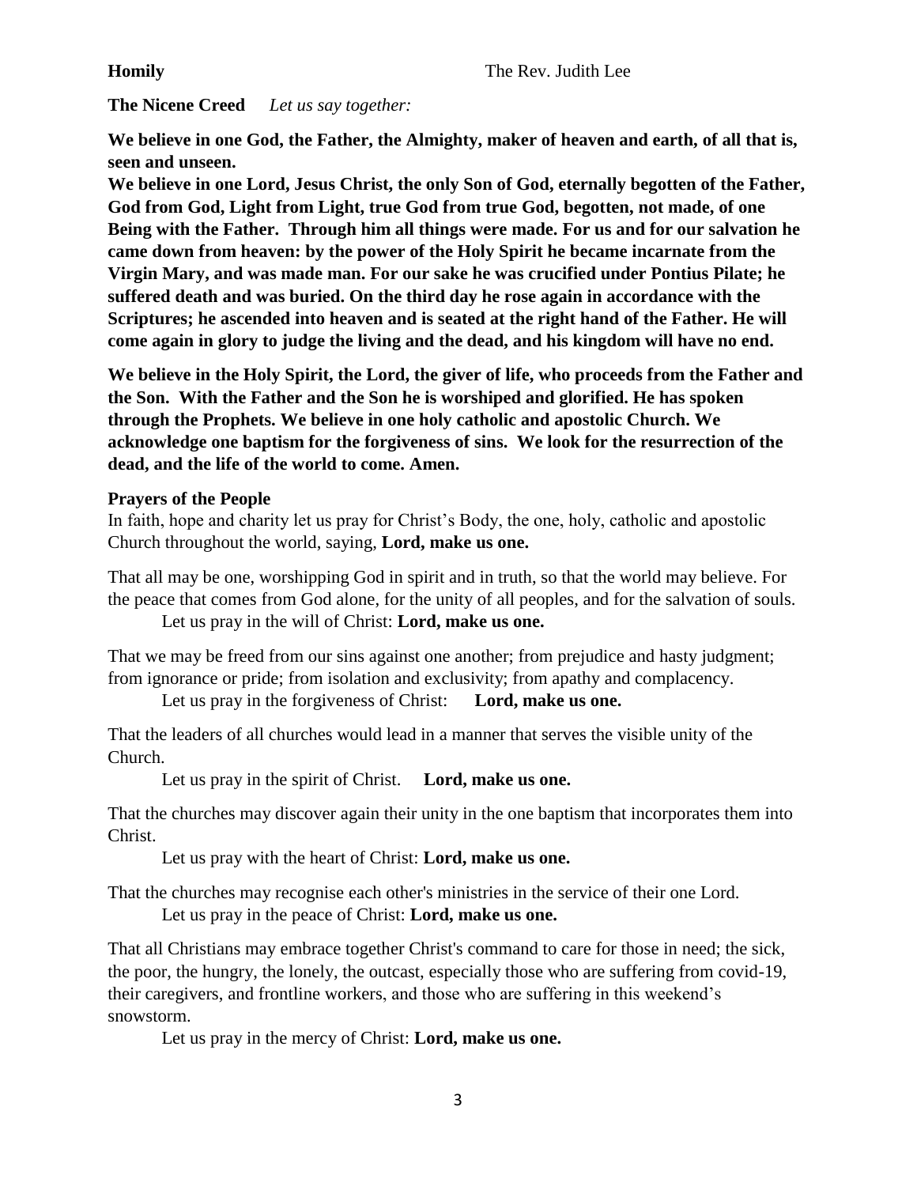**Homily** The Rev. Judith Lee

**The Nicene Creed** *Let us say together:*

**We believe in one God, the Father, the Almighty, maker of heaven and earth, of all that is, seen and unseen.**

**We believe in one Lord, Jesus Christ, the only Son of God, eternally begotten of the Father, God from God, Light from Light, true God from true God, begotten, not made, of one Being with the Father. Through him all things were made. For us and for our salvation he came down from heaven: by the power of the Holy Spirit he became incarnate from the Virgin Mary, and was made man. For our sake he was crucified under Pontius Pilate; he suffered death and was buried. On the third day he rose again in accordance with the Scriptures; he ascended into heaven and is seated at the right hand of the Father. He will come again in glory to judge the living and the dead, and his kingdom will have no end.**

**We believe in the Holy Spirit, the Lord, the giver of life, who proceeds from the Father and the Son. With the Father and the Son he is worshiped and glorified. He has spoken through the Prophets. We believe in one holy catholic and apostolic Church. We acknowledge one baptism for the forgiveness of sins. We look for the resurrection of the dead, and the life of the world to come. Amen.**

**Prayers of the People**

In faith, hope and charity let us pray for Christ's Body, the one, holy, catholic and apostolic Church throughout the world, saying, **Lord, make us one.**

That all may be one, worshipping God in spirit and in truth, so that the world may believe. For the peace that comes from God alone, for the unity of all peoples, and for the salvation of souls.

Let us pray in the will of Christ: **Lord, make us one.**

That we may be freed from our sins against one another; from prejudice and hasty judgment; from ignorance or pride; from isolation and exclusivity; from apathy and complacency.

Let us pray in the forgiveness of Christ: **Lord, make us one.**

That the leaders of all churches would lead in a manner that serves the visible unity of the Church.

Let us pray in the spirit of Christ. **Lord, make us one.**

That the churches may discover again their unity in the one baptism that incorporates them into Christ.

Let us pray with the heart of Christ: **Lord, make us one.**

That the churches may recognise each other's ministries in the service of their one Lord.

Let us pray in the peace of Christ: **Lord, make us one.**

That all Christians may embrace together Christ's command to care for those in need; the sick, the poor, the hungry, the lonely, the outcast, especially those who are suffering from covid-19, their caregivers, and frontline workers, and those who are suffering in this weekend's snowstorm.

Let us pray in the mercy of Christ: **Lord, make us one.**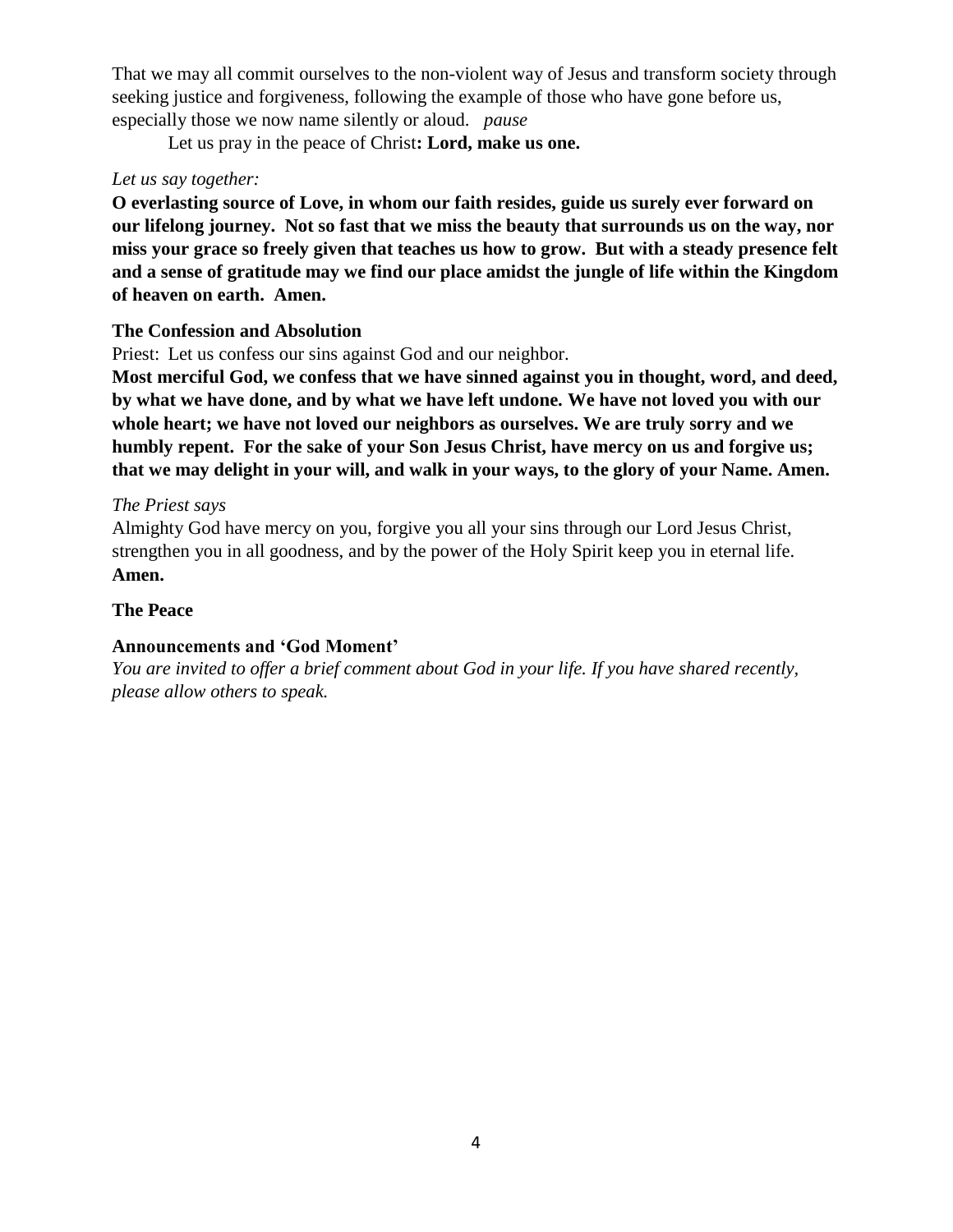That we may all commit ourselves to the non-violent way of Jesus and transform society through seeking justice and forgiveness, following the example of those who have gone before us, especially those we now name silently or aloud. *pause*

Let us pray in the peace of Christ**: Lord, make us one.**

*Let us say together:*

**O everlasting source of Love, in whom our faith resides, guide us surely ever forward on our lifelong journey. Not so fast that we miss the beauty that surrounds us on the way, nor miss your grace so freely given that teaches us how to grow. But with a steady presence felt and a sense of gratitude may we find our place amidst the jungle of life within the Kingdom of heaven on earth. Amen.**

**The Confession and Absolution**

Priest: Let us confess our sins against God and our neighbor.

**Most merciful God, we confess that we have sinned against you in thought, word, and deed, by what we have done, and by what we have left undone. We have not loved you with our whole heart; we have not loved our neighbors as ourselves. We are truly sorry and we humbly repent. For the sake of your Son Jesus Christ, have mercy on us and forgive us; that we may delight in your will, and walk in your ways, to the glory of your Name. Amen.**

*The Priest says*

Almighty God have mercy on you, forgive you all your sins through our Lord Jesus Christ, strengthen you in all goodness, and by the power of the Holy Spirit keep you in eternal life. **Amen.**

**The Peace**

**Announcements and 'God Moment'**

*You are invited to offer a brief comment about God in your life. If you have shared recently, please allow others to speak.*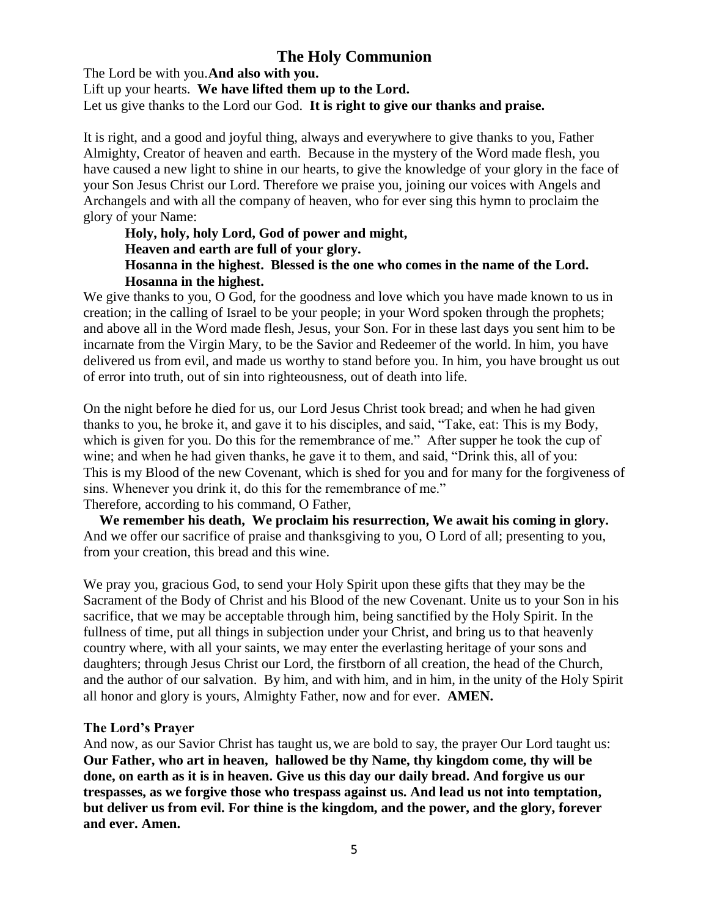## The Holy Communion

The Lord be with you. **And also with you.**
Lift up your hearts. **We have lifted them up to the Lord.**
Let us give thanks to the Lord our God. **It is right to give our thanks and praise.**

It is right, and a good and joyful thing, always and everywhere to give thanks to you, Father Almighty, Creator of heaven and earth. Because in the mystery of the Word made flesh, you have caused a new light to shine in our hearts, to give the knowledge of your glory in the face of your Son Jesus Christ our Lord. Therefore we praise you, joining our voices with Angels and Archangels and with all the company of heaven, who for ever sing this hymn to proclaim the glory of your Name:

**Holy, holy, holy Lord, God of power and might,**
**Heaven and earth are full of your glory.**
**Hosanna in the highest. Blessed is the one who comes in the name of the Lord.**
**Hosanna in the highest.**

We give thanks to you, O God, for the goodness and love which you have made known to us in creation; in the calling of Israel to be your people; in your Word spoken through the prophets; and above all in the Word made flesh, Jesus, your Son. For in these last days you sent him to be incarnate from the Virgin Mary, to be the Savior and Redeemer of the world. In him, you have delivered us from evil, and made us worthy to stand before you. In him, you have brought us out of error into truth, out of sin into righteousness, out of death into life.

On the night before he died for us, our Lord Jesus Christ took bread; and when he had given thanks to you, he broke it, and gave it to his disciples, and said, "Take, eat: This is my Body, which is given for you. Do this for the remembrance of me." After supper he took the cup of wine; and when he had given thanks, he gave it to them, and said, "Drink this, all of you: This is my Blood of the new Covenant, which is shed for you and for many for the forgiveness of sins. Whenever you drink it, do this for the remembrance of me."
Therefore, according to his command, O Father,

**We remember his death, We proclaim his resurrection, We await his coming in glory.**
And we offer our sacrifice of praise and thanksgiving to you, O Lord of all; presenting to you, from your creation, this bread and this wine.

We pray you, gracious God, to send your Holy Spirit upon these gifts that they may be the Sacrament of the Body of Christ and his Blood of the new Covenant. Unite us to your Son in his sacrifice, that we may be acceptable through him, being sanctified by the Holy Spirit. In the fullness of time, put all things in subjection under your Christ, and bring us to that heavenly country where, with all your saints, we may enter the everlasting heritage of your sons and daughters; through Jesus Christ our Lord, the firstborn of all creation, the head of the Church, and the author of our salvation. By him, and with him, and in him, in the unity of the Holy Spirit all honor and glory is yours, Almighty Father, now and for ever. **AMEN.**

**The Lord's Prayer**

And now, as our Savior Christ has taught us, we are bold to say, the prayer Our Lord taught us:
**Our Father, who art in heaven, hallowed be thy Name, thy kingdom come, thy will be done, on earth as it is in heaven. Give us this day our daily bread. And forgive us our trespasses, as we forgive those who trespass against us. And lead us not into temptation, but deliver us from evil. For thine is the kingdom, and the power, and the glory, forever and ever. Amen.**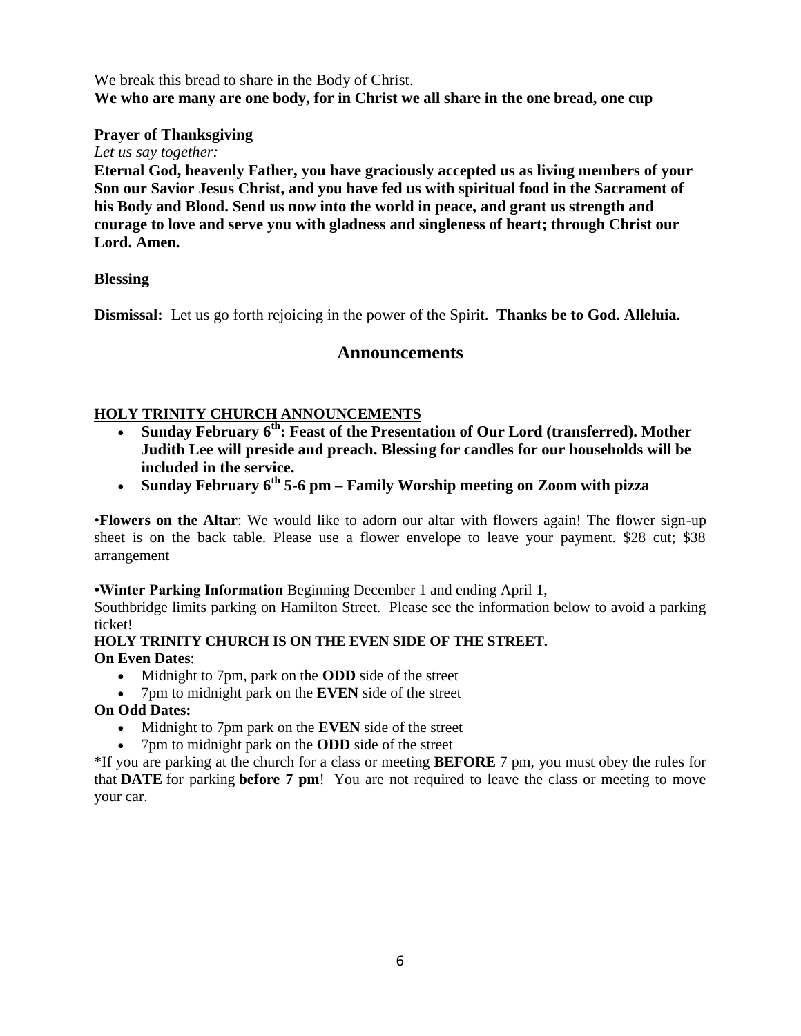We break this bread to share in the Body of Christ.
**We who are many are one body, for in Christ we all share in the one bread, one cup**

**Prayer of Thanksgiving**

*Let us say together:*

**Eternal God, heavenly Father, you have graciously accepted us as living members of your Son our Savior Jesus Christ, and you have fed us with spiritual food in the Sacrament of his Body and Blood. Send us now into the world in peace, and grant us strength and courage to love and serve you with gladness and singleness of heart; through Christ our Lord. Amen.**

**Blessing**

**Dismissal:** Let us go forth rejoicing in the power of the Spirit. **Thanks be to God. Alleluia.**

## Announcements

**HOLY TRINITY CHURCH ANNOUNCEMENTS**

- **Sunday February 6th: Feast of the Presentation of Our Lord (transferred). Mother Judith Lee will preside and preach. Blessing for candles for our households will be included in the service.**
- **Sunday February 6th 5-6 pm – Family Worship meeting on Zoom with pizza**

•**Flowers on the Altar**: We would like to adorn our altar with flowers again! The flower sign-up sheet is on the back table. Please use a flower envelope to leave your payment. $28 cut; $38 arrangement

**•Winter Parking Information** Beginning December 1 and ending April 1, Southbridge limits parking on Hamilton Street. Please see the information below to avoid a parking ticket!

**HOLY TRINITY CHURCH IS ON THE EVEN SIDE OF THE STREET.**

**On Even Dates**:

- Midnight to 7pm, park on the **ODD** side of the street
- 7pm to midnight park on the **EVEN** side of the street

**On Odd Dates:**

- Midnight to 7pm park on the **EVEN** side of the street
- 7pm to midnight park on the **ODD** side of the street

*If you are parking at the church for a class or meeting **BEFORE** 7 pm, you must obey the rules for that **DATE** for parking **before 7 pm**! You are not required to leave the class or meeting to move your car.